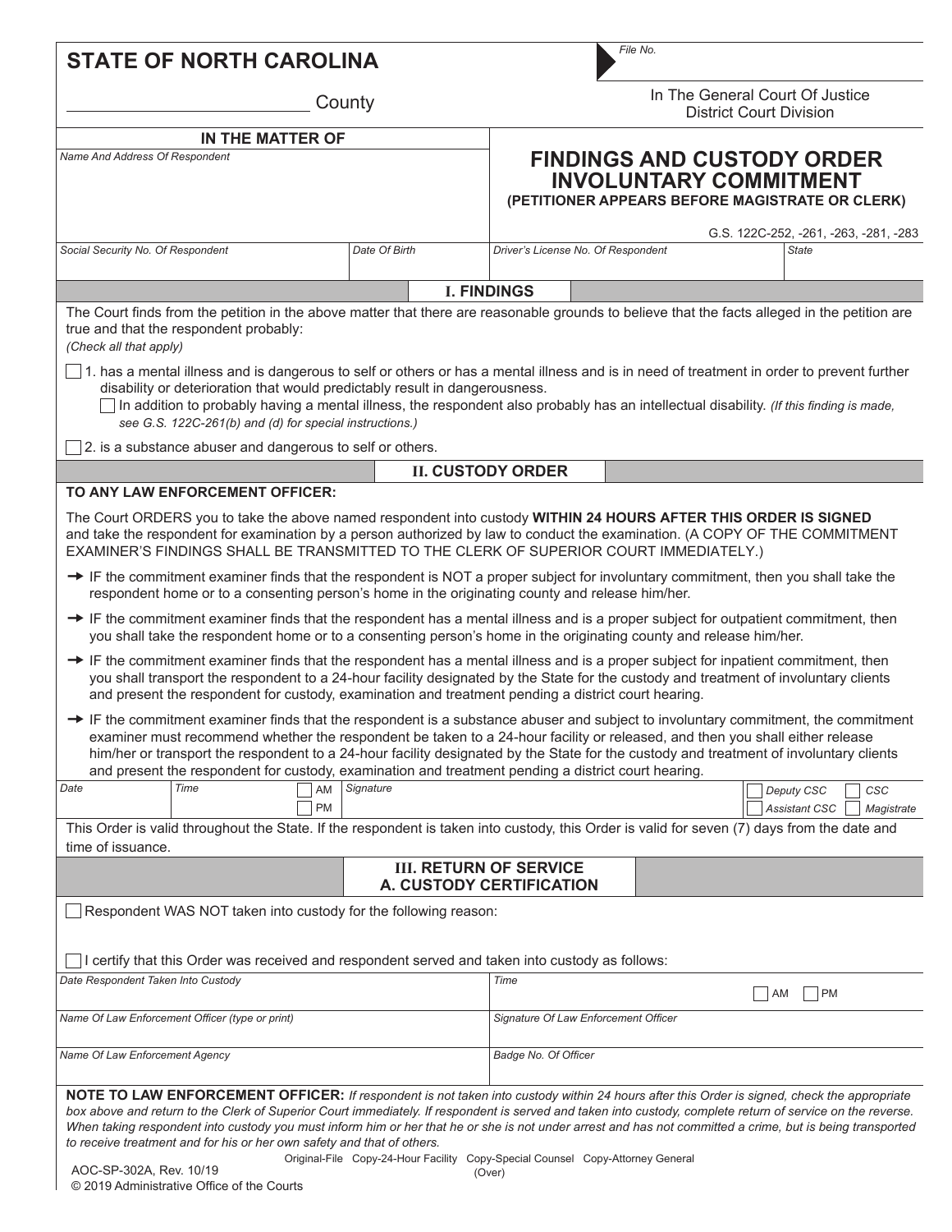# STATE OF NORTH CAROLINA

_________________________ County

*File No.*

In The General Court Of Justice
District Court Division

**IN THE MATTER OF**

*Name And Address Of Respondent*

## FINDINGS AND CUSTODY ORDER INVOLUNTARY COMMITMENT

**(PETITIONER APPEARS BEFORE MAGISTRATE OR CLERK)**

G.S. 122C-252, -261, -263, -281, -283

| *Social Security No. Of Respondent* | *Date Of Birth* | *Driver's License No. Of Respondent* | *State* |
|---|---|---|---|
| | | | |

## I. FINDINGS

The Court finds from the petition in the above matter that there are reasonable grounds to believe that the facts alleged in the petition are true and that the respondent probably:
*(Check all that apply)*

☐ 1. has a mental illness and is dangerous to self or others or has a mental illness and is in need of treatment in order to prevent further disability or deterioration that would predictably result in dangerousness.

☐ In addition to probably having a mental illness, the respondent also probably has an intellectual disability. *(If this finding is made, see G.S. 122C-261(b) and (d) for special instructions.)*

☐ 2. is a substance abuser and dangerous to self or others.

## II. CUSTODY ORDER

**TO ANY LAW ENFORCEMENT OFFICER:**

The Court ORDERS you to take the above named respondent into custody **WITHIN 24 HOURS AFTER THIS ORDER IS SIGNED** and take the respondent for examination by a person authorized by law to conduct the examination. (A COPY OF THE COMMITMENT EXAMINER'S FINDINGS SHALL BE TRANSMITTED TO THE CLERK OF SUPERIOR COURT IMMEDIATELY.)

→ IF the commitment examiner finds that the respondent is NOT a proper subject for involuntary commitment, then you shall take the respondent home or to a consenting person's home in the originating county and release him/her.

→ IF the commitment examiner finds that the respondent has a mental illness and is a proper subject for outpatient commitment, then you shall take the respondent home or to a consenting person's home in the originating county and release him/her.

→ IF the commitment examiner finds that the respondent has a mental illness and is a proper subject for inpatient commitment, then you shall transport the respondent to a 24-hour facility designated by the State for the custody and treatment of involuntary clients and present the respondent for custody, examination and treatment pending a district court hearing.

→ IF the commitment examiner finds that the respondent is a substance abuser and subject to involuntary commitment, the commitment examiner must recommend whether the respondent be taken to a 24-hour facility or released, and then you shall either release him/her or transport the respondent to a 24-hour facility designated by the State for the custody and treatment of involuntary clients and present the respondent for custody, examination and treatment pending a district court hearing.

| *Date* | *Time* | ☐ AM ☐ PM | *Signature* | ☐ *Deputy CSC* ☐ *Assistant CSC* ☐ *CSC* ☐ *Magistrate* |
|---|---|---|---|---|
| | | | | |

This Order is valid throughout the State. If the respondent is taken into custody, this Order is valid for seven (7) days from the date and time of issuance.

## III. RETURN OF SERVICE
### A. CUSTODY CERTIFICATION

☐ Respondent WAS NOT taken into custody for the following reason:

☐ I certify that this Order was received and respondent served and taken into custody as follows:

| *Date Respondent Taken Into Custody* | *Time* ☐ AM ☐ PM |
|---|---|
| *Name Of Law Enforcement Officer (type or print)* | *Signature Of Law Enforcement Officer* |
| *Name Of Law Enforcement Agency* | *Badge No. Of Officer* |

**NOTE TO LAW ENFORCEMENT OFFICER:** *If respondent is not taken into custody within 24 hours after this Order is signed, check the appropriate box above and return to the Clerk of Superior Court immediately. If respondent is served and taken into custody, complete return of service on the reverse. When taking respondent into custody you must inform him or her that he or she is not under arrest and has not committed a crime, but is being transported to receive treatment and for his or her own safety and that of others.*

Original-File Copy-24-Hour Facility Copy-Special Counsel Copy-Attorney General

(Over)

AOC-SP-302A, Rev. 10/19
© 2019 Administrative Office of the Courts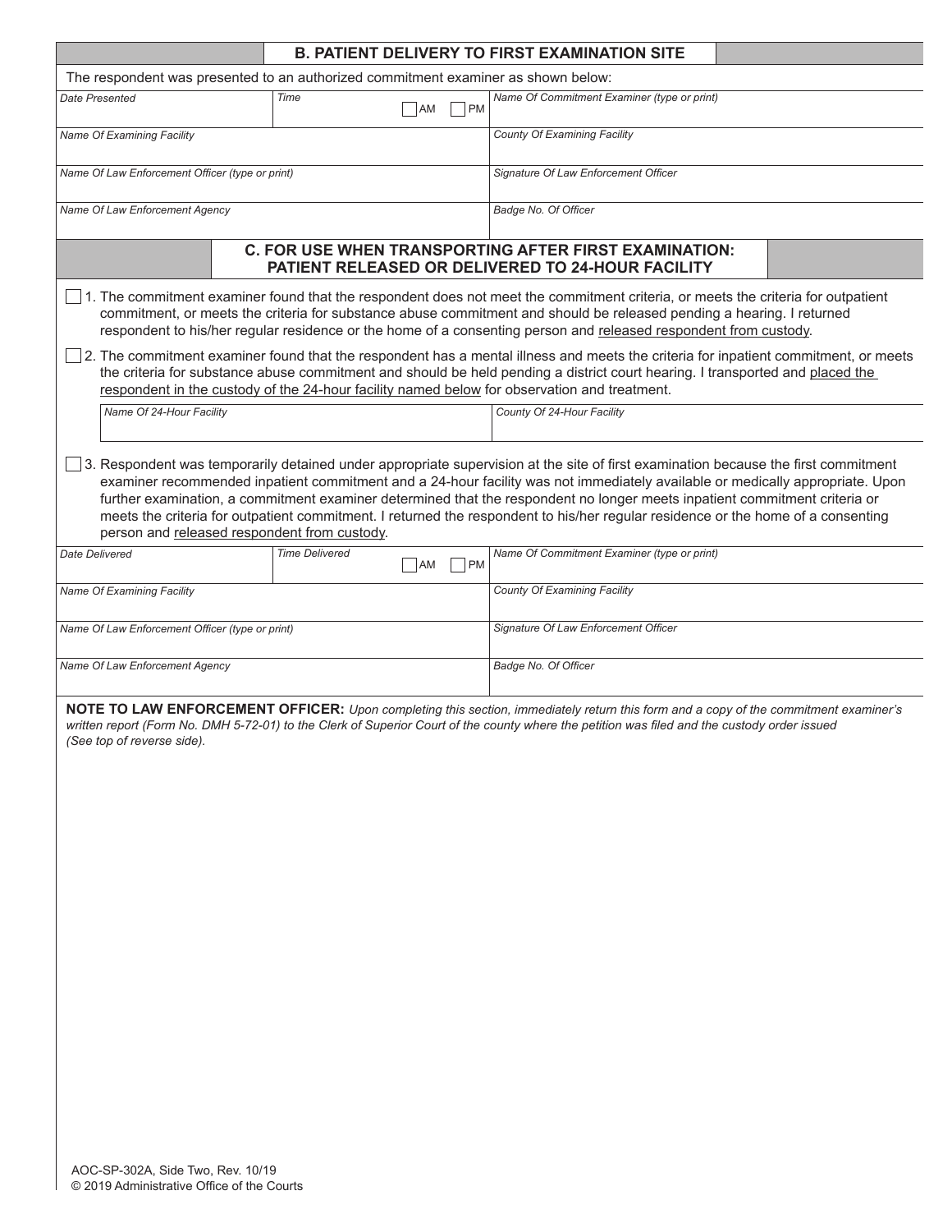## B. PATIENT DELIVERY TO FIRST EXAMINATION SITE

The respondent was presented to an authorized commitment examiner as shown below:

| | |
|---|---|
| *Date Presented* | *Time* ☐ AM ☐ PM |
| *Name Of Commitment Examiner (type or print)* | |
| *Name Of Examining Facility* | *County Of Examining Facility* |
| *Name Of Law Enforcement Officer (type or print)* | *Signature Of Law Enforcement Officer* |
| *Name Of Law Enforcement Agency* | *Badge No. Of Officer* |

## C. FOR USE WHEN TRANSPORTING AFTER FIRST EXAMINATION: PATIENT RELEASED OR DELIVERED TO 24-HOUR FACILITY

☐ 1. The commitment examiner found that the respondent does not meet the commitment criteria, or meets the criteria for outpatient commitment, or meets the criteria for substance abuse commitment and should be released pending a hearing. I returned respondent to his/her regular residence or the home of a consenting person and released respondent from custody.

☐ 2. The commitment examiner found that the respondent has a mental illness and meets the criteria for inpatient commitment, or meets the criteria for substance abuse commitment and should be held pending a district court hearing. I transported and placed the respondent in the custody of the 24-hour facility named below for observation and treatment.

| | |
|---|---|
| *Name Of 24-Hour Facility* | *County Of 24-Hour Facility* |

☐ 3. Respondent was temporarily detained under appropriate supervision at the site of first examination because the first commitment examiner recommended inpatient commitment and a 24-hour facility was not immediately available or medically appropriate. Upon further examination, a commitment examiner determined that the respondent no longer meets inpatient commitment criteria or meets the criteria for outpatient commitment. I returned the respondent to his/her regular residence or the home of a consenting person and released respondent from custody.

| | |
|---|---|
| *Date Delivered* | *Time Delivered* ☐ AM ☐ PM |
| *Name Of Commitment Examiner (type or print)* | |
| *Name Of Examining Facility* | *County Of Examining Facility* |
| *Name Of Law Enforcement Officer (type or print)* | *Signature Of Law Enforcement Officer* |
| *Name Of Law Enforcement Agency* | *Badge No. Of Officer* |

**NOTE TO LAW ENFORCEMENT OFFICER:** *Upon completing this section, immediately return this form and a copy of the commitment examiner's written report (Form No. DMH 5-72-01) to the Clerk of Superior Court of the county where the petition was filed and the custody order issued (See top of reverse side).*

AOC-SP-302A, Side Two, Rev. 10/19
© 2019 Administrative Office of the Courts